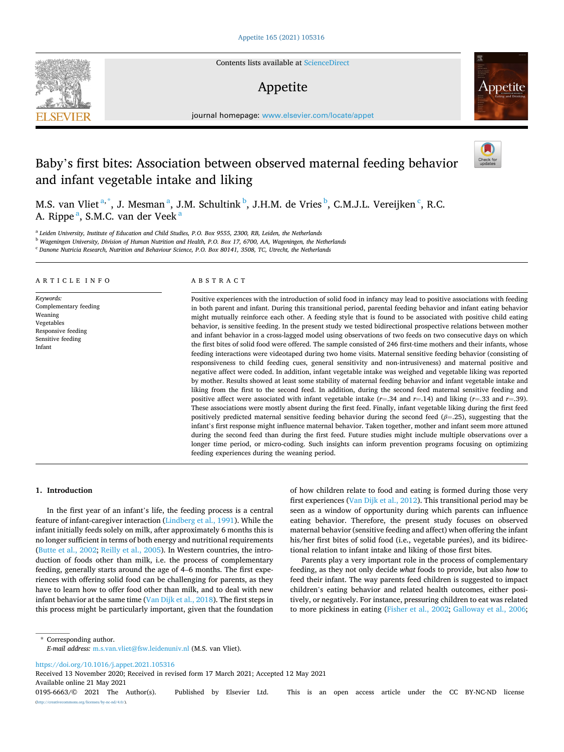# Baby's first bites: Association between observed maternal feeding behavior and infant vegetable intake and liking

M.S. van Vliet [a,*], J. Mesman [a], J.M. Schultink [b], J.H.M. de Vries [b], C.M.J.L. Vereijken [c], R.C. A. Rippe [a], S.M.C. van der Veek [a]

[a] Leiden University, Institute of Education and Child Studies, P.O. Box 9555, 2300, RB, Leiden, the Netherlands
[b] Wageningen University, Division of Human Nutrition and Health, P.O. Box 17, 6700, AA, Wageningen, the Netherlands
[c] Danone Nutricia Research, Nutrition and Behaviour Science, P.O. Box 80141, 3508, TC, Utrecht, the Netherlands

## ARTICLE INFO

*Keywords:*
Complementary feeding
Weaning
Vegetables
Responsive feeding
Sensitive feeding
Infant

## ABSTRACT

Positive experiences with the introduction of solid food in infancy may lead to positive associations with feeding in both parent and infant. During this transitional period, parental feeding behavior and infant eating behavior might mutually reinforce each other. A feeding style that is found to be associated with positive child eating behavior, is sensitive feeding. In the present study we tested bidirectional prospective relations between mother and infant behavior in a cross-lagged model using observations of two feeds on two consecutive days on which the first bites of solid food were offered. The sample consisted of 246 first-time mothers and their infants, whose feeding interactions were videotaped during two home visits. Maternal sensitive feeding behavior (consisting of responsiveness to child feeding cues, general sensitivity and non-intrusiveness) and maternal positive and negative affect were coded. In addition, infant vegetable intake was weighed and vegetable liking was reported by mother. Results showed at least some stability of maternal feeding behavior and infant vegetable intake and liking from the first to the second feed. In addition, during the second feed maternal sensitive feeding and positive affect were associated with infant vegetable intake ($r$=.34 and $r$=.14) and liking ($r$=.33 and $r$=.39). These associations were mostly absent during the first feed. Finally, infant vegetable liking during the first feed positively predicted maternal sensitive feeding behavior during the second feed ($\beta$=.25), suggesting that the infant's first response might influence maternal behavior. Taken together, mother and infant seem more attuned during the second feed than during the first feed. Future studies might include multiple observations over a longer time period, or micro-coding. Such insights can inform prevention programs focusing on optimizing feeding experiences during the weaning period.

## 1. Introduction

In the first year of an infant's life, the feeding process is a central feature of infant-caregiver interaction (Lindberg et al., 1991). While the infant initially feeds solely on milk, after approximately 6 months this is no longer sufficient in terms of both energy and nutritional requirements (Butte et al., 2002; Reilly et al., 2005). In Western countries, the introduction of foods other than milk, i.e. the process of complementary feeding, generally starts around the age of 4–6 months. The first experiences with offering solid food can be challenging for parents, as they have to learn how to offer food other than milk, and to deal with new infant behavior at the same time (Van Dijk et al., 2018). The first steps in this process might be particularly important, given that the foundation of how children relate to food and eating is formed during those very first experiences (Van Dijk et al., 2012). This transitional period may be seen as a window of opportunity during which parents can influence eating behavior. Therefore, the present study focuses on observed maternal behavior (sensitive feeding and affect) when offering the infant his/her first bites of solid food (i.e., vegetable purées), and its bidirectional relation to infant intake and liking of those first bites.

Parents play a very important role in the process of complementary feeding, as they not only decide *what* foods to provide, but also *how* to feed their infant. The way parents feed children is suggested to impact children's eating behavior and related health outcomes, either positively, or negatively. For instance, pressuring children to eat was related to more pickiness in eating (Fisher et al., 2002; Galloway et al., 2006;

\* Corresponding author.
*E-mail address:* m.s.van.vliet@fsw.leidenuniv.nl (M.S. van Vliet).

https://doi.org/10.1016/j.appet.2021.105316
Received 13 November 2020; Received in revised form 17 March 2021; Accepted 12 May 2021
Available online 21 May 2021
0195-6663/© 2021 The Author(s). Published by Elsevier Ltd. This is an open access article under the CC BY-NC-ND license (http://creativecommons.org/licenses/by-nc-nd/4.0/).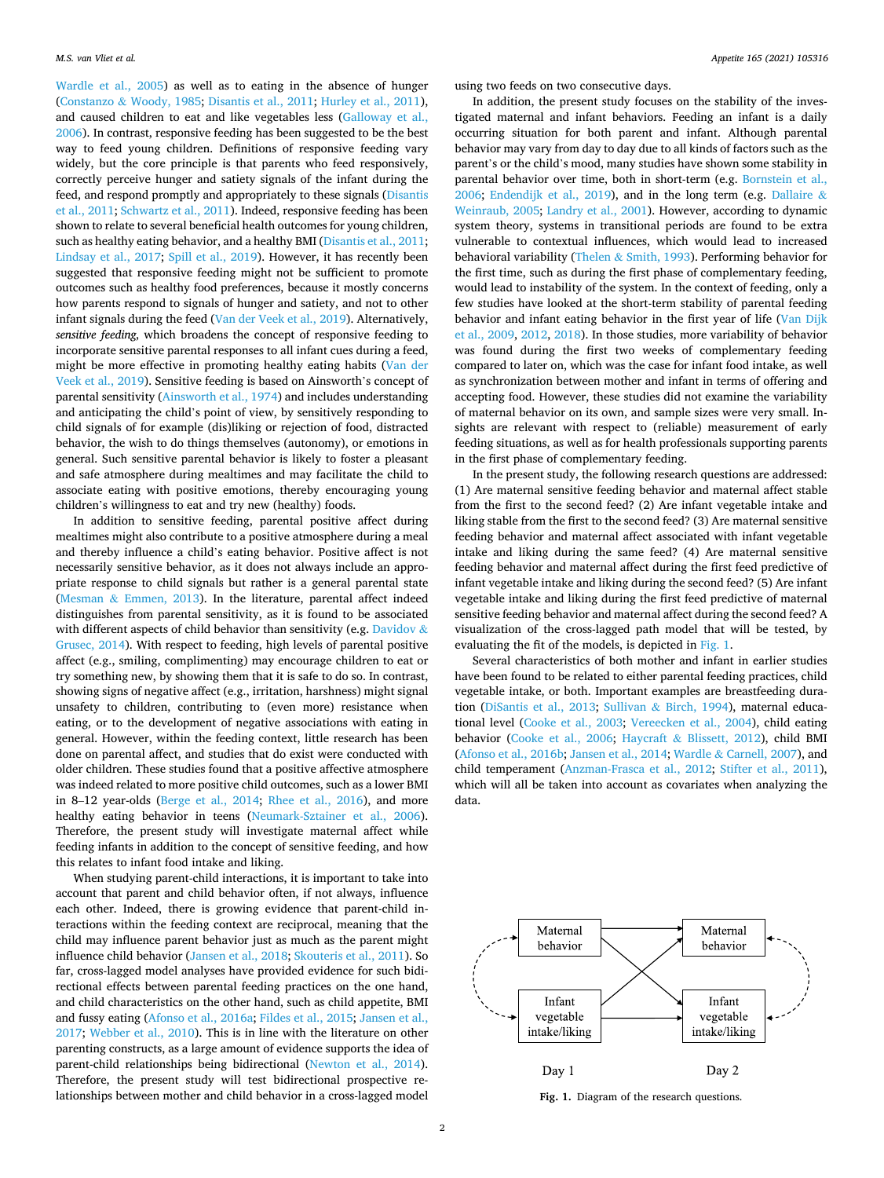Wardle et al., 2005) as well as to eating in the absence of hunger (Constanzo & Woody, 1985; Disantis et al., 2011; Hurley et al., 2011), and caused children to eat and like vegetables less (Galloway et al., 2006). In contrast, responsive feeding has been suggested to be the best way to feed young children. Definitions of responsive feeding vary widely, but the core principle is that parents who feed responsively, correctly perceive hunger and satiety signals of the infant during the feed, and respond promptly and appropriately to these signals (Disantis et al., 2011; Schwartz et al., 2011). Indeed, responsive feeding has been shown to relate to several beneficial health outcomes for young children, such as healthy eating behavior, and a healthy BMI (Disantis et al., 2011; Lindsay et al., 2017; Spill et al., 2019). However, it has recently been suggested that responsive feeding might not be sufficient to promote outcomes such as healthy food preferences, because it mostly concerns how parents respond to signals of hunger and satiety, and not to other infant signals during the feed (Van der Veek et al., 2019). Alternatively, *sensitive feeding*, which broadens the concept of responsive feeding to incorporate sensitive parental responses to all infant cues during a feed, might be more effective in promoting healthy eating habits (Van der Veek et al., 2019). Sensitive feeding is based on Ainsworth's concept of parental sensitivity (Ainsworth et al., 1974) and includes understanding and anticipating the child's point of view, by sensitively responding to child signals of for example (dis)liking or rejection of food, distracted behavior, the wish to do things themselves (autonomy), or emotions in general. Such sensitive parental behavior is likely to foster a pleasant and safe atmosphere during mealtimes and may facilitate the child to associate eating with positive emotions, thereby encouraging young children's willingness to eat and try new (healthy) foods.

In addition to sensitive feeding, parental positive affect during mealtimes might also contribute to a positive atmosphere during a meal and thereby influence a child's eating behavior. Positive affect is not necessarily sensitive behavior, as it does not always include an appropriate response to child signals but rather is a general parental state (Mesman & Emmen, 2013). In the literature, parental affect indeed distinguishes from parental sensitivity, as it is found to be associated with different aspects of child behavior than sensitivity (e.g. Davidov & Grusec, 2014). With respect to feeding, high levels of parental positive affect (e.g., smiling, complimenting) may encourage children to eat or try something new, by showing them that it is safe to do so. In contrast, showing signs of negative affect (e.g., irritation, harshness) might signal unsafety to children, contributing to (even more) resistance when eating, or to the development of negative associations with eating in general. However, within the feeding context, little research has been done on parental affect, and studies that do exist were conducted with older children. These studies found that a positive affective atmosphere was indeed related to more positive child outcomes, such as a lower BMI in 8–12 year-olds (Berge et al., 2014; Rhee et al., 2016), and more healthy eating behavior in teens (Neumark-Sztainer et al., 2006). Therefore, the present study will investigate maternal affect while feeding infants in addition to the concept of sensitive feeding, and how this relates to infant food intake and liking.

When studying parent-child interactions, it is important to take into account that parent and child behavior often, if not always, influence each other. Indeed, there is growing evidence that parent-child interactions within the feeding context are reciprocal, meaning that the child may influence parent behavior just as much as the parent might influence child behavior (Jansen et al., 2018; Skouteris et al., 2011). So far, cross-lagged model analyses have provided evidence for such bidirectional effects between parental feeding practices on the one hand, and child characteristics on the other hand, such as child appetite, BMI and fussy eating (Afonso et al., 2016a; Fildes et al., 2015; Jansen et al., 2017; Webber et al., 2010). This is in line with the literature on other parenting constructs, as a large amount of evidence supports the idea of parent-child relationships being bidirectional (Newton et al., 2014). Therefore, the present study will test bidirectional prospective relationships between mother and child behavior in a cross-lagged model using two feeds on two consecutive days.

In addition, the present study focuses on the stability of the investigated maternal and infant behaviors. Feeding an infant is a daily occurring situation for both parent and infant. Although parental behavior may vary from day to day due to all kinds of factors such as the parent's or the child's mood, many studies have shown some stability in parental behavior over time, both in short-term (e.g. Bornstein et al., 2006; Endendijk et al., 2019), and in the long term (e.g. Dallaire & Weinraub, 2005; Landry et al., 2001). However, according to dynamic system theory, systems in transitional periods are found to be extra vulnerable to contextual influences, which would lead to increased behavioral variability (Thelen & Smith, 1993). Performing behavior for the first time, such as during the first phase of complementary feeding, would lead to instability of the system. In the context of feeding, only a few studies have looked at the short-term stability of parental feeding behavior and infant eating behavior in the first year of life (Van Dijk et al., 2009, 2012, 2018). In those studies, more variability of behavior was found during the first two weeks of complementary feeding compared to later on, which was the case for infant food intake, as well as synchronization between mother and infant in terms of offering and accepting food. However, these studies did not examine the variability of maternal behavior on its own, and sample sizes were very small. Insights are relevant with respect to (reliable) measurement of early feeding situations, as well as for health professionals supporting parents in the first phase of complementary feeding.

In the present study, the following research questions are addressed: (1) Are maternal sensitive feeding behavior and maternal affect stable from the first to the second feed? (2) Are infant vegetable intake and liking stable from the first to the second feed? (3) Are maternal sensitive feeding behavior and maternal affect associated with infant vegetable intake and liking during the same feed? (4) Are maternal sensitive feeding behavior and maternal affect during the first feed predictive of infant vegetable intake and liking during the second feed? (5) Are infant vegetable intake and liking during the first feed predictive of maternal sensitive feeding behavior and maternal affect during the second feed? A visualization of the cross-lagged path model that will be tested, by evaluating the fit of the models, is depicted in Fig. 1.

Several characteristics of both mother and infant in earlier studies have been found to be related to either parental feeding practices, child vegetable intake, or both. Important examples are breastfeeding duration (DiSantis et al., 2013; Sullivan & Birch, 1994), maternal educational level (Cooke et al., 2003; Vereecken et al., 2004), child eating behavior (Cooke et al., 2006; Haycraft & Blissett, 2012), child BMI (Afonso et al., 2016b; Jansen et al., 2014; Wardle & Carnell, 2007), and child temperament (Anzman-Frasca et al., 2012; Stifter et al., 2011), which will all be taken into account as covariates when analyzing the data.

Maternal behavior → Maternal behavior; Infant vegetable intake/liking → Infant vegetable intake/liking (Day 1 → Day 2, with cross-lagged paths)

**Fig. 1.** Diagram of the research questions.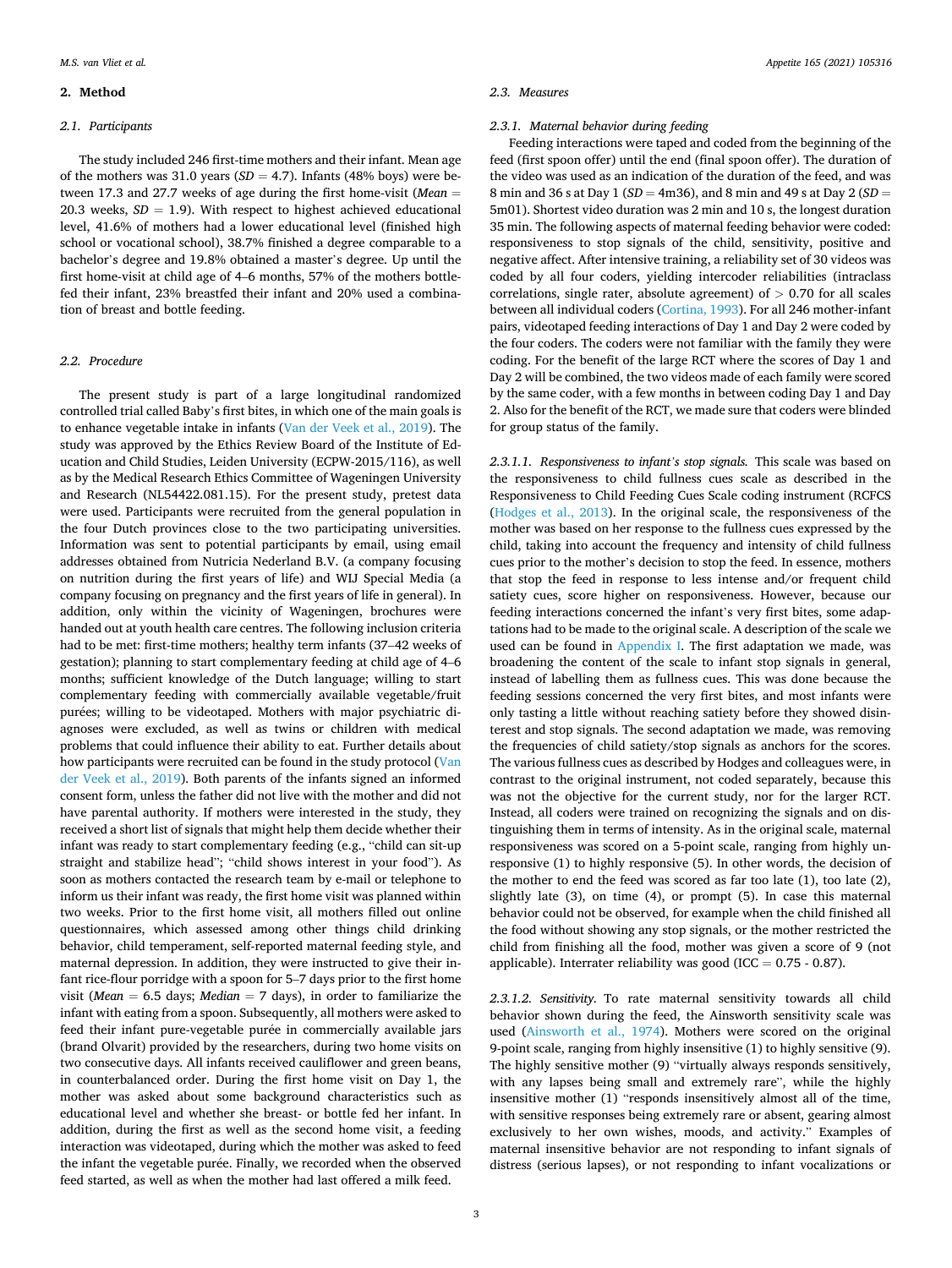## 2. Method

### 2.1. Participants

The study included 246 first-time mothers and their infant. Mean age of the mothers was 31.0 years (*SD* = 4.7). Infants (48% boys) were between 17.3 and 27.7 weeks of age during the first home-visit (*Mean* = 20.3 weeks, *SD* = 1.9). With respect to highest achieved educational level, 41.6% of mothers had a lower educational level (finished high school or vocational school), 38.7% finished a degree comparable to a bachelor's degree and 19.8% obtained a master's degree. Up until the first home-visit at child age of 4–6 months, 57% of the mothers bottle-fed their infant, 23% breastfed their infant and 20% used a combination of breast and bottle feeding.

### 2.2. Procedure

The present study is part of a large longitudinal randomized controlled trial called Baby's first bites, in which one of the main goals is to enhance vegetable intake in infants (Van der Veek et al., 2019). The study was approved by the Ethics Review Board of the Institute of Education and Child Studies, Leiden University (ECPW-2015/116), as well as by the Medical Research Ethics Committee of Wageningen University and Research (NL54422.081.15). For the present study, pretest data were used. Participants were recruited from the general population in the four Dutch provinces close to the two participating universities. Information was sent to potential participants by email, using email addresses obtained from Nutricia Nederland B.V. (a company focusing on nutrition during the first years of life) and WIJ Special Media (a company focusing on pregnancy and the first years of life in general). In addition, only within the vicinity of Wageningen, brochures were handed out at youth health care centres. The following inclusion criteria had to be met: first-time mothers; healthy term infants (37–42 weeks of gestation); planning to start complementary feeding at child age of 4–6 months; sufficient knowledge of the Dutch language; willing to start complementary feeding with commercially available vegetable/fruit purées; willing to be videotaped. Mothers with major psychiatric diagnoses were excluded, as well as twins or children with medical problems that could influence their ability to eat. Further details about how participants were recruited can be found in the study protocol (Van der Veek et al., 2019). Both parents of the infants signed an informed consent form, unless the father did not live with the mother and did not have parental authority. If mothers were interested in the study, they received a short list of signals that might help them decide whether their infant was ready to start complementary feeding (e.g., "child can sit-up straight and stabilize head"; "child shows interest in your food"). As soon as mothers contacted the research team by e-mail or telephone to inform us their infant was ready, the first home visit was planned within two weeks. Prior to the first home visit, all mothers filled out online questionnaires, which assessed among other things child drinking behavior, child temperament, self-reported maternal feeding style, and maternal depression. In addition, they were instructed to give their infant rice-flour porridge with a spoon for 5–7 days prior to the first home visit (*Mean* = 6.5 days; *Median* = 7 days), in order to familiarize the infant with eating from a spoon. Subsequently, all mothers were asked to feed their infant pure-vegetable purée in commercially available jars (brand Olvarit) provided by the researchers, during two home visits on two consecutive days. All infants received cauliflower and green beans, in counterbalanced order. During the first home visit on Day 1, the mother was asked about some background characteristics such as educational level and whether she breast- or bottle fed her infant. In addition, during the first as well as the second home visit, a feeding interaction was videotaped, during which the mother was asked to feed the infant the vegetable purée. Finally, we recorded when the observed feed started, as well as when the mother had last offered a milk feed.

### 2.3. Measures

#### 2.3.1. Maternal behavior during feeding

Feeding interactions were taped and coded from the beginning of the feed (first spoon offer) until the end (final spoon offer). The duration of the video was used as an indication of the duration of the feed, and was 8 min and 36 s at Day 1 (*SD* = 4m36), and 8 min and 49 s at Day 2 (*SD* = 5m01). Shortest video duration was 2 min and 10 s, the longest duration 35 min. The following aspects of maternal feeding behavior were coded: responsiveness to stop signals of the child, sensitivity, positive and negative affect. After intensive training, a reliability set of 30 videos was coded by all four coders, yielding intercoder reliabilities (intraclass correlations, single rater, absolute agreement) of > 0.70 for all scales between all individual coders (Cortina, 1993). For all 246 mother-infant pairs, videotaped feeding interactions of Day 1 and Day 2 were coded by the four coders. The coders were not familiar with the family they were coding. For the benefit of the large RCT where the scores of Day 1 and Day 2 will be combined, the two videos made of each family were scored by the same coder, with a few months in between coding Day 1 and Day 2. Also for the benefit of the RCT, we made sure that coders were blinded for group status of the family.

*2.3.1.1. Responsiveness to infant's stop signals.* This scale was based on the responsiveness to child fullness cues scale as described in the Responsiveness to Child Feeding Cues Scale coding instrument (RCFCS (Hodges et al., 2013). In the original scale, the responsiveness of the mother was based on her response to the fullness cues expressed by the child, taking into account the frequency and intensity of child fullness cues prior to the mother's decision to stop the feed. In essence, mothers that stop the feed in response to less intense and/or frequent child satiety cues, score higher on responsiveness. However, because our feeding interactions concerned the infant's very first bites, some adaptations had to be made to the original scale. A description of the scale we used can be found in Appendix I. The first adaptation we made, was broadening the content of the scale to infant stop signals in general, instead of labelling them as fullness cues. This was done because the feeding sessions concerned the very first bites, and most infants were only tasting a little without reaching satiety before they showed disinterest and stop signals. The second adaptation we made, was removing the frequencies of child satiety/stop signals as anchors for the scores. The various fullness cues as described by Hodges and colleagues were, in contrast to the original instrument, not coded separately, because this was not the objective for the current study, nor for the larger RCT. Instead, all coders were trained on recognizing the signals and on distinguishing them in terms of intensity. As in the original scale, maternal responsiveness was scored on a 5-point scale, ranging from highly unresponsive (1) to highly responsive (5). In other words, the decision of the mother to end the feed was scored as far too late (1), too late (2), slightly late (3), on time (4), or prompt (5). In case this maternal behavior could not be observed, for example when the child finished all the food without showing any stop signals, or the mother restricted the child from finishing all the food, mother was given a score of 9 (not applicable). Interrater reliability was good (ICC = 0.75 - 0.87).

*2.3.1.2. Sensitivity.* To rate maternal sensitivity towards all child behavior shown during the feed, the Ainsworth sensitivity scale was used (Ainsworth et al., 1974). Mothers were scored on the original 9-point scale, ranging from highly insensitive (1) to highly sensitive (9). The highly sensitive mother (9) "virtually always responds sensitively, with any lapses being small and extremely rare", while the highly insensitive mother (1) "responds insensitively almost all of the time, with sensitive responses being extremely rare or absent, gearing almost exclusively to her own wishes, moods, and activity." Examples of maternal insensitive behavior are not responding to infant signals of distress (serious lapses), or not responding to infant vocalizations or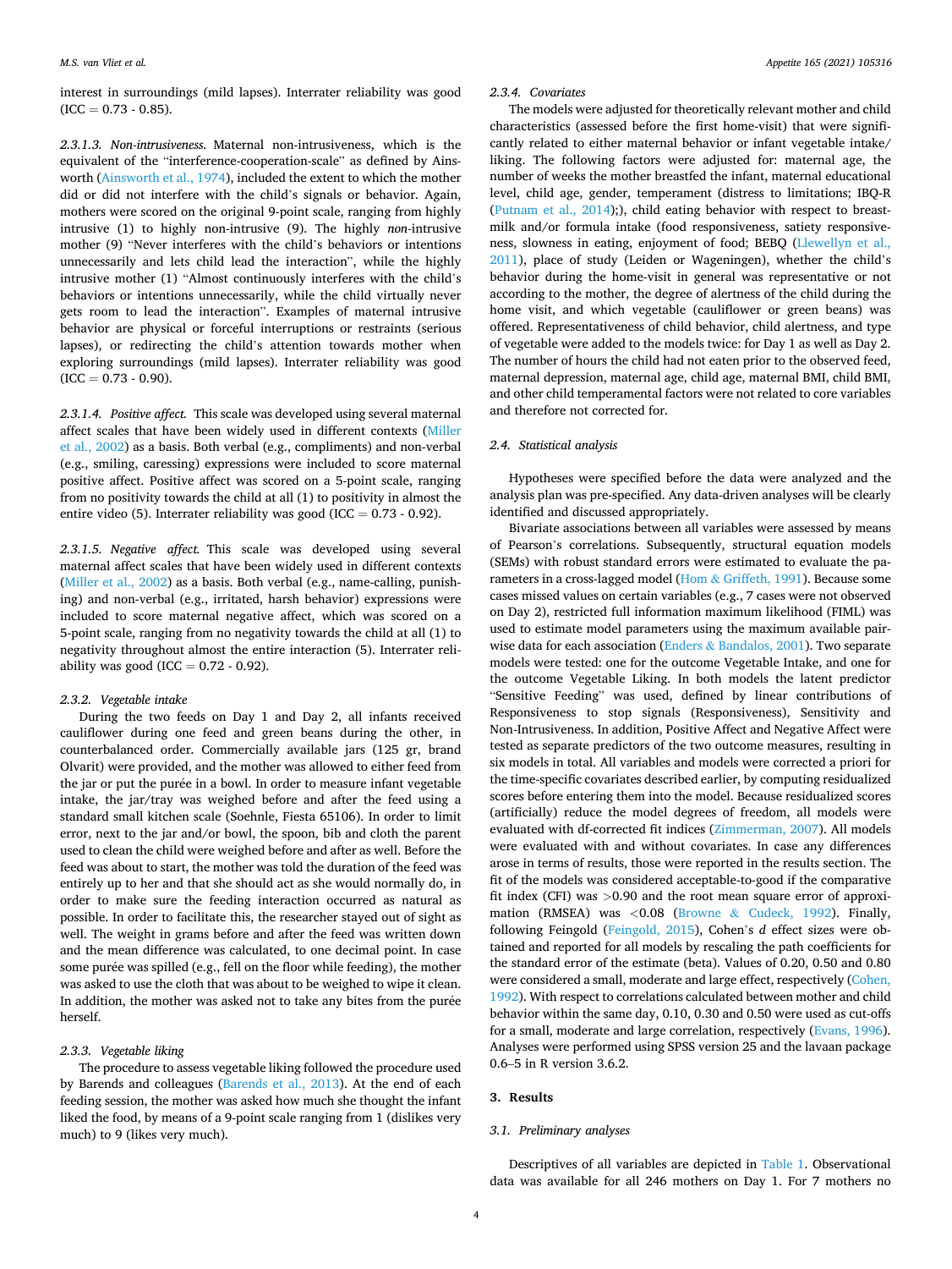interest in surroundings (mild lapses). Interrater reliability was good (ICC = 0.73 - 0.85).

#### 2.3.1.3. Non-intrusiveness.

Maternal non-intrusiveness, which is the equivalent of the "interference-cooperation-scale" as defined by Ainsworth (Ainsworth et al., 1974), included the extent to which the mother did or did not interfere with the child's signals or behavior. Again, mothers were scored on the original 9-point scale, ranging from highly intrusive (1) to highly non-intrusive (9). The highly *non*-intrusive mother (9) "Never interferes with the child's behaviors or intentions unnecessarily and lets child lead the interaction", while the highly intrusive mother (1) "Almost continuously interferes with the child's behaviors or intentions unnecessarily, while the child virtually never gets room to lead the interaction". Examples of maternal intrusive behavior are physical or forceful interruptions or restraints (serious lapses), or redirecting the child's attention towards mother when exploring surroundings (mild lapses). Interrater reliability was good (ICC = 0.73 - 0.90).

#### 2.3.1.4. Positive affect.

This scale was developed using several maternal affect scales that have been widely used in different contexts (Miller et al., 2002) as a basis. Both verbal (e.g., compliments) and non-verbal (e.g., smiling, caressing) expressions were included to score maternal positive affect. Positive affect was scored on a 5-point scale, ranging from no positivity towards the child at all (1) to positivity in almost the entire video (5). Interrater reliability was good (ICC = 0.73 - 0.92).

#### 2.3.1.5. Negative affect.

This scale was developed using several maternal affect scales that have been widely used in different contexts (Miller et al., 2002) as a basis. Both verbal (e.g., name-calling, punishing) and non-verbal (e.g., irritated, harsh behavior) expressions were included to score maternal negative affect, which was scored on a 5-point scale, ranging from no negativity towards the child at all (1) to negativity throughout almost the entire interaction (5). Interrater reliability was good (ICC = 0.72 - 0.92).

### 2.3.2. Vegetable intake

During the two feeds on Day 1 and Day 2, all infants received cauliflower during one feed and green beans during the other, in counterbalanced order. Commercially available jars (125 gr, brand Olvarit) were provided, and the mother was allowed to either feed from the jar or put the purée in a bowl. In order to measure infant vegetable intake, the jar/tray was weighed before and after the feed using a standard small kitchen scale (Soehnle, Fiesta 65106). In order to limit error, next to the jar and/or bowl, the spoon, bib and cloth the parent used to clean the child were weighed before and after as well. Before the feed was about to start, the mother was told the duration of the feed was entirely up to her and that she should act as she would normally do, in order to make sure the feeding interaction occurred as natural as possible. In order to facilitate this, the researcher stayed out of sight as well. The weight in grams before and after the feed was written down and the mean difference was calculated, to one decimal point. In case some purée was spilled (e.g., fell on the floor while feeding), the mother was asked to use the cloth that was about to be weighed to wipe it clean. In addition, the mother was asked not to take any bites from the purée herself.

### 2.3.3. Vegetable liking

The procedure to assess vegetable liking followed the procedure used by Barends and colleagues (Barends et al., 2013). At the end of each feeding session, the mother was asked how much she thought the infant liked the food, by means of a 9-point scale ranging from 1 (dislikes very much) to 9 (likes very much).

### 2.3.4. Covariates

The models were adjusted for theoretically relevant mother and child characteristics (assessed before the first home-visit) that were significantly related to either maternal behavior or infant vegetable intake/liking. The following factors were adjusted for: maternal age, the number of weeks the mother breastfed the infant, maternal educational level, child age, gender, temperament (distress to limitations; IBQ-R (Putnam et al., 2014);), child eating behavior with respect to breastmilk and/or formula intake (food responsiveness, satiety responsiveness, slowness in eating, enjoyment of food; BEBQ (Llewellyn et al., 2011), place of study (Leiden or Wageningen), whether the child's behavior during the home-visit in general was representative or not according to the mother, the degree of alertness of the child during the home visit, and which vegetable (cauliflower or green beans) was offered. Representativeness of child behavior, child alertness, and type of vegetable were added to the models twice: for Day 1 as well as Day 2. The number of hours the child had not eaten prior to the observed feed, maternal depression, maternal age, child age, maternal BMI, child BMI, and other child temperamental factors were not related to core variables and therefore not corrected for.

## 2.4. Statistical analysis

Hypotheses were specified before the data were analyzed and the analysis plan was pre-specified. Any data-driven analyses will be clearly identified and discussed appropriately.

Bivariate associations between all variables were assessed by means of Pearson's correlations. Subsequently, structural equation models (SEMs) with robust standard errors were estimated to evaluate the parameters in a cross-lagged model (Hom & Griffeth, 1991). Because some cases missed values on certain variables (e.g., 7 cases were not observed on Day 2), restricted full information maximum likelihood (FIML) was used to estimate model parameters using the maximum available pairwise data for each association (Enders & Bandalos, 2001). Two separate models were tested: one for the outcome Vegetable Intake, and one for the outcome Vegetable Liking. In both models the latent predictor "Sensitive Feeding" was used, defined by linear contributions of Responsiveness to stop signals (Responsiveness), Sensitivity and Non-Intrusiveness. In addition, Positive Affect and Negative Affect were tested as separate predictors of the two outcome measures, resulting in six models in total. All variables and models were corrected a priori for the time-specific covariates described earlier, by computing residualized scores before entering them into the model. Because residualized scores (artificially) reduce the model degrees of freedom, all models were evaluated with df-corrected fit indices (Zimmerman, 2007). All models were evaluated with and without covariates. In case any differences arose in terms of results, those were reported in the results section. The fit of the models was considered acceptable-to-good if the comparative fit index (CFI) was $>0.90$ and the root mean square error of approximation (RMSEA) was $<0.08$ (Browne & Cudeck, 1992). Finally, following Feingold (Feingold, 2015), Cohen's *d* effect sizes were obtained and reported for all models by rescaling the path coefficients for the standard error of the estimate (beta). Values of 0.20, 0.50 and 0.80 were considered a small, moderate and large effect, respectively (Cohen, 1992). With respect to correlations calculated between mother and child behavior within the same day, 0.10, 0.30 and 0.50 were used as cut-offs for a small, moderate and large correlation, respectively (Evans, 1996). Analyses were performed using SPSS version 25 and the lavaan package 0.6–5 in R version 3.6.2.

# 3. Results

## 3.1. Preliminary analyses

Descriptives of all variables are depicted in Table 1. Observational data was available for all 246 mothers on Day 1. For 7 mothers no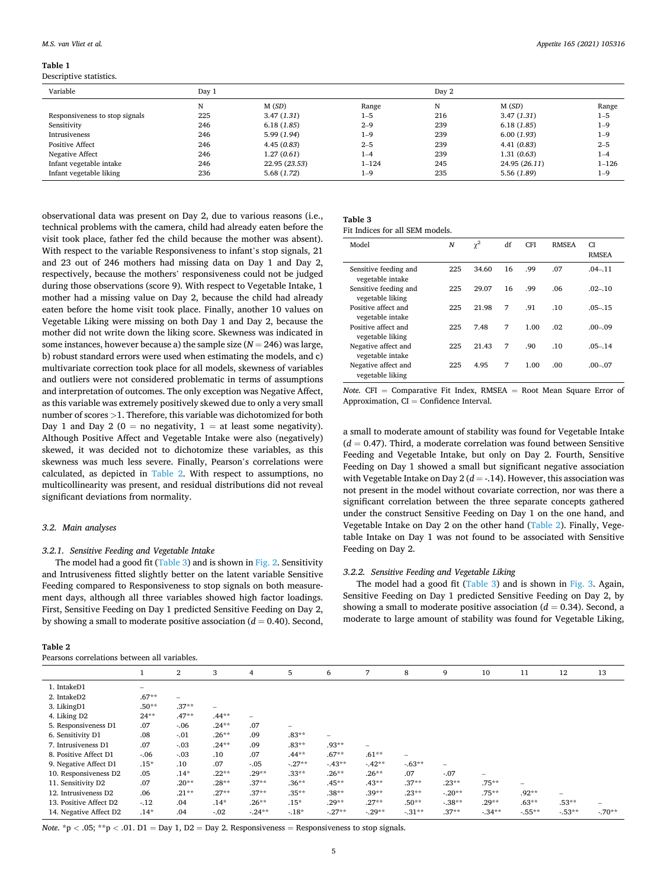**Table 1**
Descriptive statistics.

| Variable | Day 1 | | | Day 2 | | |
|---|---|---|---|---|---|---|
| | N | M (*SD*) | Range | N | M (*SD*) | Range |
| Responsiveness to stop signals | 225 | 3.47 (*1.31*) | 1–5 | 216 | 3.47 (*1.31*) | 1–5 |
| Sensitivity | 246 | 6.18 (*1.85*) | 2–9 | 239 | 6.18 (*1.85*) | 1–9 |
| Intrusiveness | 246 | 5.99 (*1.94*) | 1–9 | 239 | 6.00 (*1.93*) | 1–9 |
| Positive Affect | 246 | 4.45 (*0.83*) | 2–5 | 239 | 4.41 (*0.83*) | 2–5 |
| Negative Affect | 246 | 1.27 (*0.61*) | 1–4 | 239 | 1.31 (*0.63*) | 1–4 |
| Infant vegetable intake | 246 | 22.95 (*23.53*) | 1–124 | 245 | 24.95 (*26.11*) | 1–126 |
| Infant vegetable liking | 236 | 5.68 (*1.72*) | 1–9 | 235 | 5.56 (*1.89*) | 1–9 |

observational data was present on Day 2, due to various reasons (i.e., technical problems with the camera, child had already eaten before the visit took place, father fed the child because the mother was absent). With respect to the variable Responsiveness to infant's stop signals, 21 and 23 out of 246 mothers had missing data on Day 1 and Day 2, respectively, because the mothers' responsiveness could not be judged during those observations (score 9). With respect to Vegetable Intake, 1 mother had a missing value on Day 2, because the child had already eaten before the home visit took place. Finally, another 10 values on Vegetable Liking were missing on both Day 1 and Day 2, because the mother did not write down the liking score. Skewness was indicated in some instances, however because a) the sample size ($N = 246$) was large, b) robust standard errors were used when estimating the models, and c) multivariate correction took place for all models, skewness of variables and outliers were not considered problematic in terms of assumptions and interpretation of outcomes. The only exception was Negative Affect, as this variable was extremely positively skewed due to only a very small number of scores >1. Therefore, this variable was dichotomized for both Day 1 and Day 2 (0 = no negativity, 1 = at least some negativity). Although Positive Affect and Vegetable Intake were also (negatively) skewed, it was decided not to dichotomize these variables, as this skewness was much less severe. Finally, Pearson's correlations were calculated, as depicted in Table 2. With respect to assumptions, no multicollinearity was present, and residual distributions did not reveal significant deviations from normality.

### 3.2. Main analyses

#### 3.2.1. Sensitive Feeding and Vegetable Intake

The model had a good fit (Table 3) and is shown in Fig. 2. Sensitivity and Intrusiveness fitted slightly better on the latent variable Sensitive Feeding compared to Responsiveness to stop signals on both measurement days, although all three variables showed high factor loadings. First, Sensitive Feeding on Day 1 predicted Sensitive Feeding on Day 2, by showing a small to moderate positive association ($d = 0.40$). Second, a small to moderate amount of stability was found for Vegetable Intake ($d = 0.47$). Third, a moderate correlation was found between Sensitive Feeding and Vegetable Intake, but only on Day 2. Fourth, Sensitive Feeding on Day 1 showed a small but significant negative association with Vegetable Intake on Day 2 ($d = -.14$). However, this association was not present in the model without covariate correction, nor was there a significant correlation between the three separate concepts gathered under the construct Sensitive Feeding on Day 1 on the one hand, and Vegetable Intake on Day 2 on the other hand (Table 2). Finally, Vegetable Intake on Day 1 was not found to be associated with Sensitive Feeding on Day 2.

**Table 3**
Fit Indices for all SEM models.

| Model | *N* | $\chi^2$ | df | CFI | RMSEA | CI RMSEA |
|---|---|---|---|---|---|---|
| Sensitive feeding and vegetable intake | 225 | 34.60 | 16 | .99 | .07 | .04–.11 |
| Sensitive feeding and vegetable liking | 225 | 29.07 | 16 | .99 | .06 | .02–.10 |
| Positive affect and vegetable intake | 225 | 21.98 | 7 | .91 | .10 | .05–.15 |
| Positive affect and vegetable liking | 225 | 7.48 | 7 | 1.00 | .02 | .00–.09 |
| Negative affect and vegetable intake | 225 | 21.43 | 7 | .90 | .10 | .05–.14 |
| Negative affect and vegetable liking | 225 | 4.95 | 7 | 1.00 | .00 | .00–.07 |

*Note.* CFI = Comparative Fit Index, RMSEA = Root Mean Square Error of Approximation, CI = Confidence Interval.

#### 3.2.2. Sensitive Feeding and Vegetable Liking

The model had a good fit (Table 3) and is shown in Fig. 3. Again, Sensitive Feeding on Day 1 predicted Sensitive Feeding on Day 2, by showing a small to moderate positive association ($d = 0.34$). Second, a moderate to large amount of stability was found for Vegetable Liking,

**Table 2**
Pearsons correlations between all variables.

| | 1 | 2 | 3 | 4 | 5 | 6 | 7 | 8 | 9 | 10 | 11 | 12 | 13 |
|---|---|---|---|---|---|---|---|---|---|---|---|---|---|
| 1. IntakeD1 | – | | | | | | | | | | | | |
| 2. IntakeD2 | .67** | – | | | | | | | | | | | |
| 3. LikingD1 | .50** | .37** | – | | | | | | | | | | |
| 4. Liking D2 | 24** | .47** | .44** | – | | | | | | | | | |
| 5. Responsiveness D1 | .07 | -.06 | .24** | .07 | – | | | | | | | | |
| 6. Sensitivity D1 | .08 | -.01 | .26** | .09 | .83** | – | | | | | | | |
| 7. Intrusiveness D1 | .07 | -.03 | .24** | .09 | .83** | .93** | – | | | | | | |
| 8. Positive Affect D1 | -.06 | -.03 | .10 | .07 | .44** | .67** | .61** | – | | | | | |
| 9. Negative Affect D1 | .15* | .10 | .07 | -.05 | -.27** | -.43** | -.42** | -.63** | – | | | | |
| 10. Responsiveness D2 | .05 | .14* | .22** | .29** | .33** | .26** | .26** | .07 | -.07 | – | | | |
| 11. Sensitivity D2 | .07 | .20** | .28** | .37** | .36** | .45** | .43** | .37** | .23** | .75** | – | | |
| 12. Intrusiveness D2 | .06 | .21** | .27** | .37** | .35** | .38** | .39** | .23** | -.20** | .75** | .92** | – | |
| 13. Positive Affect D2 | -.12 | .04 | .14* | .26** | .15* | .29** | .27** | .50** | -.38** | .29** | .63** | .53** | – |
| 14. Negative Affect D2 | .14* | .04 | -.02 | -.24** | -.18* | -.27** | -.29** | -.31** | .37** | -.34** | -.55** | -.53** | -.70** |

*Note.* *p < .05; **p < .01. D1 = Day 1, D2 = Day 2. Responsiveness = Responsiveness to stop signals.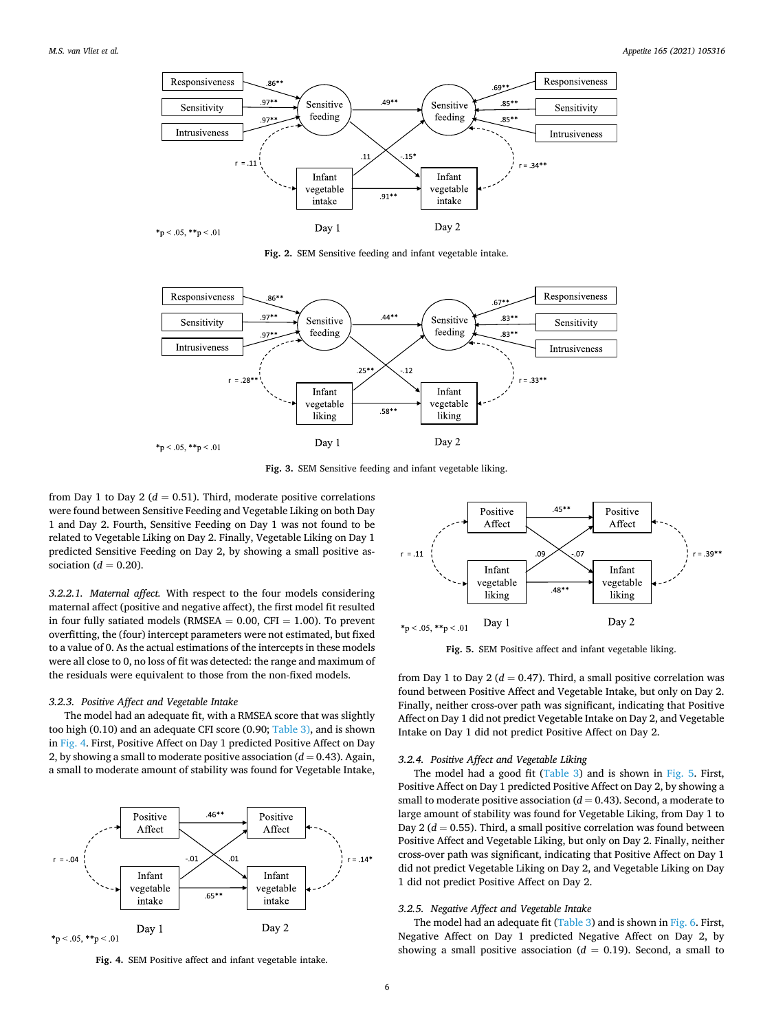Fig. 2. SEM Sensitive feeding and infant vegetable intake.

Fig. 3. SEM Sensitive feeding and infant vegetable liking.

from Day 1 to Day 2 ($d = 0.51$). Third, moderate positive correlations were found between Sensitive Feeding and Vegetable Liking on both Day 1 and Day 2. Fourth, Sensitive Feeding on Day 1 was not found to be related to Vegetable Liking on Day 2. Finally, Vegetable Liking on Day 1 predicted Sensitive Feeding on Day 2, by showing a small positive association ($d = 0.20$).

*3.2.2.1. Maternal affect.* With respect to the four models considering maternal affect (positive and negative affect), the first model fit resulted in four fully satiated models (RMSEA = 0.00, CFI = 1.00). To prevent overfitting, the (four) intercept parameters were not estimated, but fixed to a value of 0. As the actual estimations of the intercepts in these models were all close to 0, no loss of fit was detected: the range and maximum of the residuals were equivalent to those from the non-fixed models.

### 3.2.3. Positive Affect and Vegetable Intake

The model had an adequate fit, with a RMSEA score that was slightly too high (0.10) and an adequate CFI score (0.90; Table 3), and is shown in Fig. 4. First, Positive Affect on Day 1 predicted Positive Affect on Day 2, by showing a small to moderate positive association ($d = 0.43$). Again, a small to moderate amount of stability was found for Vegetable Intake, from Day 1 to Day 2 ($d = 0.47$). Third, a small positive correlation was found between Positive Affect and Vegetable Intake, but only on Day 2. Finally, neither cross-over path was significant, indicating that Positive Affect on Day 1 did not predict Vegetable Intake on Day 2, and Vegetable Intake on Day 1 did not predict Positive Affect on Day 2.

Fig. 4. SEM Positive affect and infant vegetable intake.

Fig. 5. SEM Positive affect and infant vegetable liking.

### 3.2.4. Positive Affect and Vegetable Liking

The model had a good fit (Table 3) and is shown in Fig. 5. First, Positive Affect on Day 1 predicted Positive Affect on Day 2, by showing a small to moderate positive association ($d = 0.43$). Second, a moderate to large amount of stability was found for Vegetable Liking, from Day 1 to Day 2 ($d = 0.55$). Third, a small positive correlation was found between Positive Affect and Vegetable Liking, but only on Day 2. Finally, neither cross-over path was significant, indicating that Positive Affect on Day 1 did not predict Vegetable Liking on Day 2, and Vegetable Liking on Day 1 did not predict Positive Affect on Day 2.

### 3.2.5. Negative Affect and Vegetable Intake

The model had an adequate fit (Table 3) and is shown in Fig. 6. First, Negative Affect on Day 1 predicted Negative Affect on Day 2, by showing a small positive association ($d = 0.19$). Second, a small to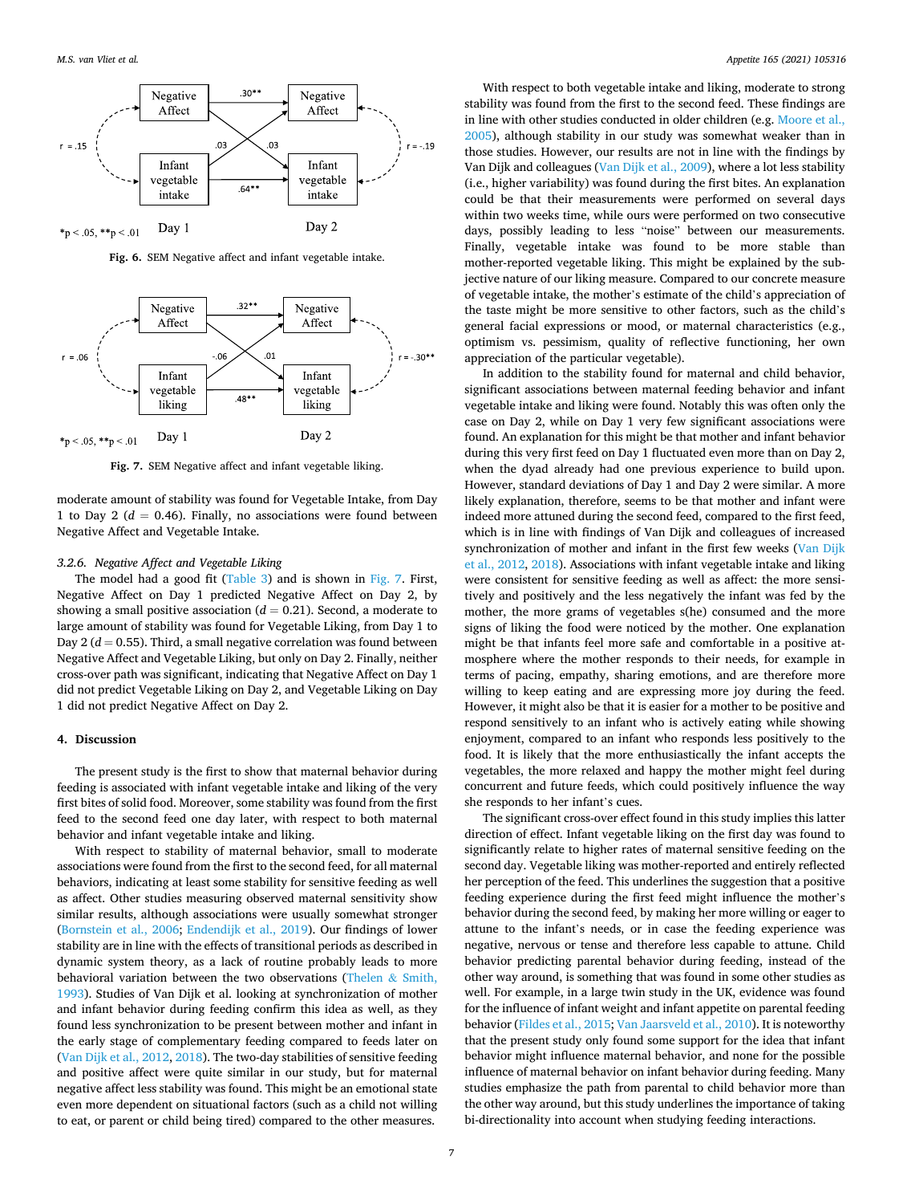Negative Affect → Negative Affect: .30**
Infant vegetable intake → Infant vegetable intake: .64**
Cross paths: .03, .03
r = .15 (Day 1), r = -.19 (Day 2)

*p < .05, **p < .01    Day 1    Day 2

**Fig. 6.** SEM Negative affect and infant vegetable intake.

Negative Affect → Negative Affect: .32**
Infant vegetable liking → Infant vegetable liking: .48**
Cross paths: -.06, .01
r = .06 (Day 1), r = -.30** (Day 2)

*p < .05, **p < .01    Day 1    Day 2

**Fig. 7.** SEM Negative affect and infant vegetable liking.

moderate amount of stability was found for Vegetable Intake, from Day 1 to Day 2 ($d = 0.46$). Finally, no associations were found between Negative Affect and Vegetable Intake.

### 3.2.6. Negative Affect and Vegetable Liking

The model had a good fit (Table 3) and is shown in Fig. 7. First, Negative Affect on Day 1 predicted Negative Affect on Day 2, by showing a small positive association ($d = 0.21$). Second, a moderate to large amount of stability was found for Vegetable Liking, from Day 1 to Day 2 ($d = 0.55$). Third, a small negative correlation was found between Negative Affect and Vegetable Liking, but only on Day 2. Finally, neither cross-over path was significant, indicating that Negative Affect on Day 1 did not predict Vegetable Liking on Day 2, and Vegetable Liking on Day 1 did not predict Negative Affect on Day 2.

## 4. Discussion

The present study is the first to show that maternal behavior during feeding is associated with infant vegetable intake and liking of the very first bites of solid food. Moreover, some stability was found from the first feed to the second feed one day later, with respect to both maternal behavior and infant vegetable intake and liking.

With respect to stability of maternal behavior, small to moderate associations were found from the first to the second feed, for all maternal behaviors, indicating at least some stability for sensitive feeding as well as affect. Other studies measuring observed maternal sensitivity show similar results, although associations were usually somewhat stronger (Bornstein et al., 2006; Endendijk et al., 2019). Our findings of lower stability are in line with the effects of transitional periods as described in dynamic system theory, as a lack of routine probably leads to more behavioral variation between the two observations (Thelen & Smith, 1993). Studies of Van Dijk et al. looking at synchronization of mother and infant behavior during feeding confirm this idea as well, as they found less synchronization to be present between mother and infant in the early stage of complementary feeding compared to feeds later on (Van Dijk et al., 2012, 2018). The two-day stabilities of sensitive feeding and positive affect were quite similar in our study, but for maternal negative affect less stability was found. This might be an emotional state even more dependent on situational factors (such as a child not willing to eat, or parent or child being tired) compared to the other measures.

With respect to both vegetable intake and liking, moderate to strong stability was found from the first to the second feed. These findings are in line with other studies conducted in older children (e.g. Moore et al., 2005), although stability in our study was somewhat weaker than in those studies. However, our results are not in line with the findings by Van Dijk and colleagues (Van Dijk et al., 2009), where a lot less stability (i.e., higher variability) was found during the first bites. An explanation could be that their measurements were performed on several days within two weeks time, while ours were performed on two consecutive days, possibly leading to less "noise" between our measurements. Finally, vegetable intake was found to be more stable than mother-reported vegetable liking. This might be explained by the subjective nature of our liking measure. Compared to our concrete measure of vegetable intake, the mother's estimate of the child's appreciation of the taste might be more sensitive to other factors, such as the child's general facial expressions or mood, or maternal characteristics (e.g., optimism vs. pessimism, quality of reflective functioning, her own appreciation of the particular vegetable).

In addition to the stability found for maternal and child behavior, significant associations between maternal feeding behavior and infant vegetable intake and liking were found. Notably this was often only the case on Day 2, while on Day 1 very few significant associations were found. An explanation for this might be that mother and infant behavior during this very first feed on Day 1 fluctuated even more than on Day 2, when the dyad already had one previous experience to build upon. However, standard deviations of Day 1 and Day 2 were similar. A more likely explanation, therefore, seems to be that mother and infant were indeed more attuned during the second feed, compared to the first feed, which is in line with findings of Van Dijk and colleagues of increased synchronization of mother and infant in the first few weeks (Van Dijk et al., 2012, 2018). Associations with infant vegetable liking were consistent for sensitive feeding as well as affect: the more sensitively and positively and the less negatively the infant was fed by the mother, the more grams of vegetables s(he) consumed and the more signs of liking the food were noticed by the mother. One explanation might be that infants feel more safe and comfortable in a positive atmosphere where the mother responds to their needs, for example in terms of pacing, empathy, sharing emotions, and are therefore more willing to keep eating and are expressing more joy during the feed. However, it might also be that it is easier for a mother to be positive and respond sensitively to an infant who is actively eating while showing enjoyment, compared to an infant who responds less positively to the food. It is likely that the more enthusiastically the infant accepts the vegetables, the more relaxed and happy the mother might feel during concurrent and future feeds, which could positively influence the way she responds to her infant's cues.

The significant cross-over effect found in this study implies this latter direction of effect. Infant vegetable liking on the first day was found to significantly relate to higher rates of maternal sensitive feeding on the second day. Vegetable liking was mother-reported and entirely reflected her perception of the feed. This underlines the suggestion that a positive feeding experience during the first feed might influence the mother's behavior during the second feed, by making her more willing or eager to attune to the infant's needs, or in case the feeding experience was negative, nervous or tense and therefore less capable to attune. Child behavior predicting parental behavior during feeding, instead of the other way around, is something that was found in some other studies as well. For example, in a large twin study in the UK, evidence was found for the influence of infant weight and infant appetite on parental feeding behavior (Fildes et al., 2015; Van Jaarsveld et al., 2010). It is noteworthy that the present study only found some support for the idea that infant behavior might influence maternal behavior, and none for the possible influence of maternal behavior on infant behavior during feeding. Many studies emphasize the path from parental to child behavior more than the other way around, but this study underlines the importance of taking bi-directionality into account when studying feeding interactions.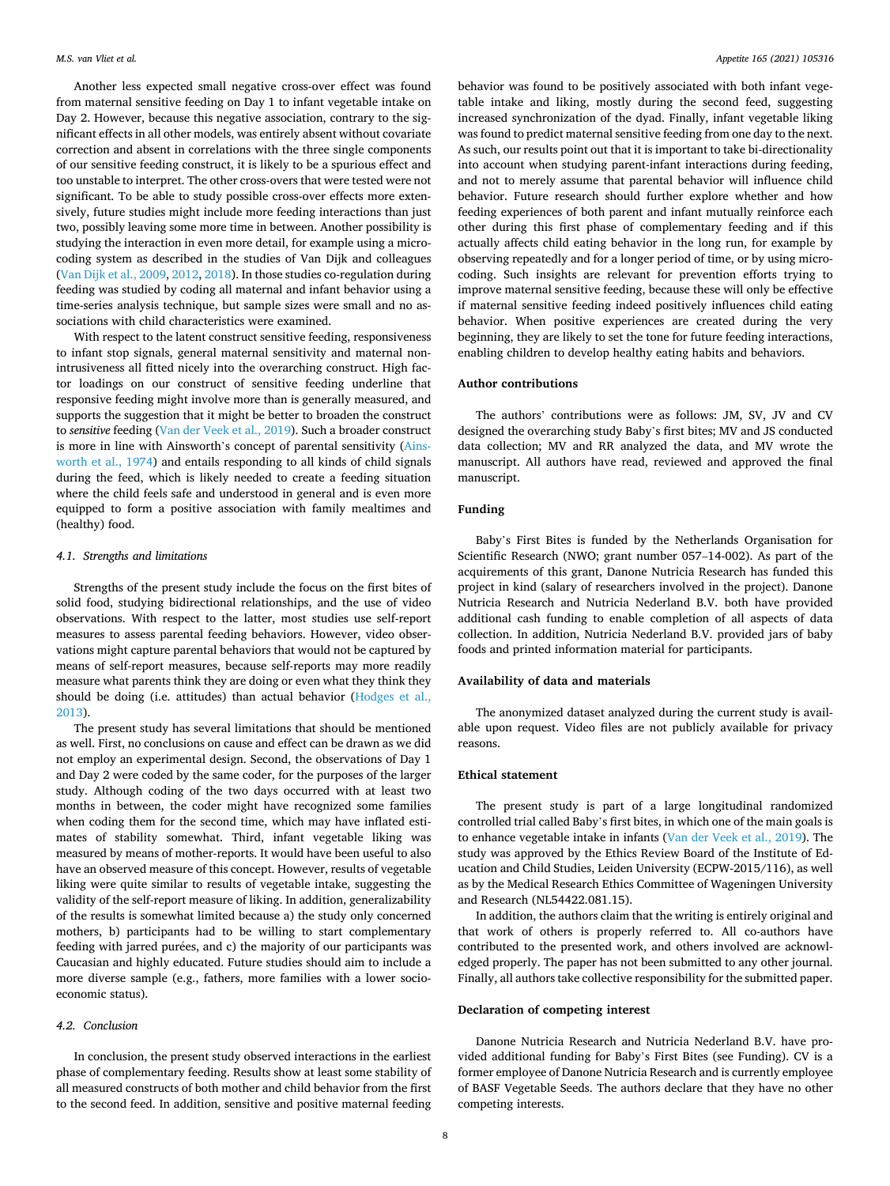Another less expected small negative cross-over effect was found from maternal sensitive feeding on Day 1 to infant vegetable intake on Day 2. However, because this negative association, contrary to the significant effects in all other models, was entirely absent without covariate correction and absent in correlations with the three single components of our sensitive feeding construct, it is likely to be a spurious effect and too unstable to interpret. The other cross-overs that were tested were not significant. To be able to study possible cross-over effects more extensively, future studies might include more feeding interactions than just two, possibly leaving some more time in between. Another possibility is studying the interaction in even more detail, for example using a micro-coding system as described in the studies of Van Dijk and colleagues (Van Dijk et al., 2009, 2012, 2018). In those studies co-regulation during feeding was studied by coding all maternal and infant behavior using a time-series analysis technique, but sample sizes were small and no associations with child characteristics were examined.

With respect to the latent construct sensitive feeding, responsiveness to infant stop signals, general maternal sensitivity and maternal non-intrusiveness all fitted nicely into the overarching construct. High factor loadings on our construct of sensitive feeding underline that responsive feeding might involve more than is generally measured, and supports the suggestion that it might be better to broaden the construct to *sensitive* feeding (Van der Veek et al., 2019). Such a broader construct is more in line with Ainsworth's concept of parental sensitivity (Ainsworth et al., 1974) and entails responding to all kinds of child signals during the feed, which is likely needed to create a feeding situation where the child feels safe and understood in general and is even more equipped to form a positive association with family mealtimes and (healthy) food.

### 4.1. Strengths and limitations

Strengths of the present study include the focus on the first bites of solid food, studying bidirectional relationships, and the use of video observations. With respect to the latter, most studies use self-report measures to assess parental feeding behaviors. However, video observations might capture parental behaviors that would not be captured by means of self-report measures, because self-reports may more readily measure what parents think they are doing or even what they think they should be doing (i.e. attitudes) than actual behavior (Hodges et al., 2013).

The present study has several limitations that should be mentioned as well. First, no conclusions on cause and effect can be drawn as we did not employ an experimental design. Second, the observations of Day 1 and Day 2 were coded by the same coder, for the purposes of the larger study. Although coding of the two days occurred with at least two months in between, the coder might have recognized some families when coding them for the second time, which may have inflated estimates of stability somewhat. Third, infant vegetable liking was measured by means of mother-reports. It would have been useful to also have an observed measure of this concept. However, results of vegetable liking were quite similar to results of vegetable intake, suggesting the validity of the self-report measure of liking. In addition, generalizability of the results is somewhat limited because a) the study only concerned mothers, b) participants had to be willing to start complementary feeding with jarred purées, and c) the majority of our participants was Caucasian and highly educated. Future studies should aim to include a more diverse sample (e.g., fathers, more families with a lower socio-economic status).

### 4.2. Conclusion

In conclusion, the present study observed interactions in the earliest phase of complementary feeding. Results show at least some stability of all measured constructs of both mother and child behavior from the first to the second feed. In addition, sensitive and positive maternal feeding behavior was found to be positively associated with both infant vegetable intake and liking, mostly during the second feed, suggesting increased synchronization of the dyad. Finally, infant vegetable liking was found to predict maternal sensitive feeding from one day to the next. As such, our results point out that it is important to take bi-directionality into account when studying parent-infant interactions during feeding, and not to merely assume that parental behavior will influence child behavior. Future research should further explore whether and how feeding experiences of both parent and infant mutually reinforce each other during this first phase of complementary feeding and if this actually affects child eating behavior in the long run, for example by observing repeatedly and for a longer period of time, or by using micro-coding. Such insights are relevant for prevention efforts trying to improve maternal sensitive feeding, because these will only be effective if maternal sensitive feeding indeed positively influences child eating behavior. When positive experiences are created during the very beginning, they are likely to set the tone for future feeding interactions, enabling children to develop healthy eating habits and behaviors.

## Author contributions

The authors' contributions were as follows: JM, SV, JV and CV designed the overarching study Baby's first bites; MV and JS conducted data collection; MV and RR analyzed the data, and MV wrote the manuscript. All authors have read, reviewed and approved the final manuscript.

## Funding

Baby's First Bites is funded by the Netherlands Organisation for Scientific Research (NWO; grant number 057–14-002). As part of the acquirements of this grant, Danone Nutricia Research has funded this project in kind (salary of researchers involved in the project). Danone Nutricia Research and Nutricia Nederland B.V. both have provided additional cash funding to enable completion of all aspects of data collection. In addition, Nutricia Nederland B.V. provided jars of baby foods and printed information material for participants.

## Availability of data and materials

The anonymized dataset analyzed during the current study is available upon request. Video files are not publicly available for privacy reasons.

## Ethical statement

The present study is part of a large longitudinal randomized controlled trial called Baby's first bites, in which one of the main goals is to enhance vegetable intake in infants (Van der Veek et al., 2019). The study was approved by the Ethics Review Board of the Institute of Education and Child Studies, Leiden University (ECPW-2015/116), as well as by the Medical Research Ethics Committee of Wageningen University and Research (NL54422.081.15).

In addition, the authors claim that the writing is entirely original and that work of others is properly referred to. All co-authors have contributed to the presented work, and others involved are acknowledged properly. The paper has not been submitted to any other journal. Finally, all authors take collective responsibility for the submitted paper.

## Declaration of competing interest

Danone Nutricia Research and Nutricia Nederland B.V. have provided additional funding for Baby's First Bites (see Funding). CV is a former employee of Danone Nutricia Research and is currently employee of BASF Vegetable Seeds. The authors declare that they have no other competing interests.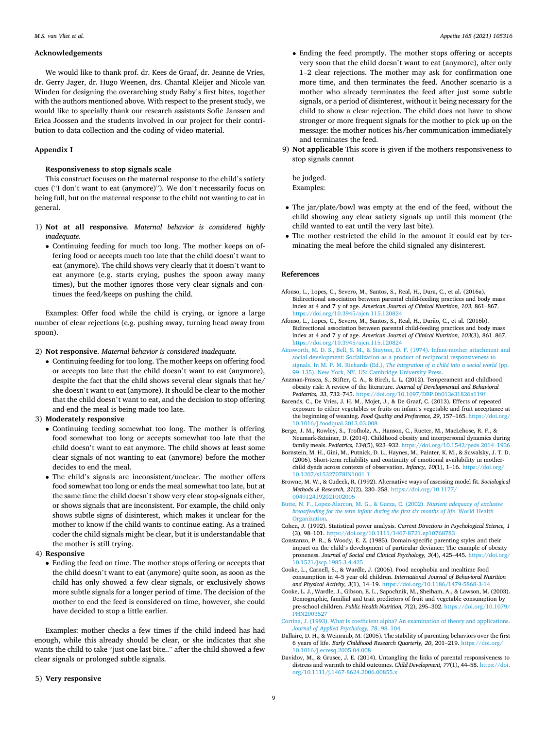## Acknowledgements

We would like to thank prof. dr. Kees de Graaf, dr. Jeanne de Vries, dr. Gerry Jager, dr. Hugo Weenen, drs. Chantal Kleijer and Nicole van Winden for designing the overarching study Baby's first bites, together with the authors mentioned above. With respect to the present study, we would like to specially thank our research assistants Sofie Janssen and Erica Joossen and the students involved in our project for their contribution to data collection and the coding of video material.

## Appendix I

### Responsiveness to stop signals scale

This construct focuses on the maternal response to the child's satiety cues ("I don't want to eat (anymore)"). We don't necessarily focus on being full, but on the maternal response to the child not wanting to eat in general.

1) **Not at all responsive**. *Maternal behavior is considered highly inadequate.*
   - Continuing feeding for much too long. The mother keeps on offering food or accepts much too late that the child doesn't want to eat (anymore). The child shows very clearly that it doesn't want to eat anymore (e.g. starts crying, pushes the spoon away many times), but the mother ignores those very clear signals and continues the feed/keeps on pushing the child.

Examples: Offer food while the child is crying, or ignore a large number of clear rejections (e.g. pushing away, turning head away from spoon).

2) **Not responsive**. *Maternal behavior is considered inadequate.*
   - Continuing feeding for too long. The mother keeps on offering food or accepts too late that the child doesn't want to eat (anymore), despite the fact that the child shows several clear signals that he/she doesn't want to eat (anymore). It should be clear to the mother that the child doesn't want to eat, and the decision to stop offering and end the meal is being made too late.
3) **Moderately responsive**
   - Continuing feeding somewhat too long. The mother is offering food somewhat too long or accepts somewhat too late that the child doesn't want to eat anymore. The child shows at least some clear signals of not wanting to eat (anymore) before the mother decides to end the meal.
   - The child's signals are inconsistent/unclear. The mother offers food somewhat too long or ends the meal somewhat too late, but at the same time the child doesn't show very clear stop-signals either, or shows signals that are inconsistent. For example, the child only shows subtle signs of disinterest, which makes it unclear for the mother to know if the child wants to continue eating. As a trained coder the child signals might be clear, but it is understandable that the mother is still trying.
4) **Responsive**
   - Ending the feed on time. The mother stops offering or accepts that the child doesn't want to eat (anymore) quite soon, as soon as the child has only showed a few clear signals, or exclusively shows more subtle signals for a longer period of time. The decision of the mother to end the feed is considered on time, however, she could have decided to stop a little earlier.

Examples: mother checks a few times if the child indeed has had enough, while this already should be clear, or she indicates that she wants the child to take "just one last bite.." after the child showed a few clear signals or prolonged subtle signals.

5) **Very responsive**
   - Ending the feed promptly. The mother stops offering or accepts very soon that the child doesn't want to eat (anymore), after only 1–2 clear rejections. The mother may ask for confirmation one more time, and then terminates the feed. Another scenario is a mother who already terminates the feed after just some subtle signals, or a period of disinterest, without it being necessary for the child to show a clear rejection. The child does not have to show stronger or more frequent signals for the mother to pick up on the message: the mother notices his/her communication immediately and terminates the feed.
9) **Not applicable** This score is given if the mothers responsiveness to stop signals cannot

   be judged.
   Examples:

- The jar/plate/bowl was empty at the end of the feed, without the child showing any clear satiety signals up until this moment (the child wanted to eat until the very last bite).
- The mother restricted the child in the amount it could eat by terminating the meal before the child signaled any disinterest.

## References

Afonso, L., Lopes, C., Severo, M., Santos, S., Real, H., Dura, C., et al. (2016a). Bidirectional association between parental child-feeding practices and body mass index at 4 and 7 y of age. *American Journal of Clinical Nutrition, 103*, 861–867. https://doi.org/10.3945/ajcn.115.120824

Afonso, L., Lopes, C., Severo, M., Santos, S., Real, H., Durão, C., et al. (2016b). Bidirectional association between parental child-feeding practices and body mass index at 4 and 7 y of age. *American Journal of Clinical Nutrition, 103*(3), 861–867. https://doi.org/10.3945/ajcn.115.120824

Ainsworth, M. D. S., Bell, S. M., & Stayton, D. F. (1974). Infant-mother attachment and social development: Socialization as a product of reciprocal responsiveness to signals. In M. P. M. Richards (Ed.), *The integration of a child into a social world* (pp. 99–135). New York, NY, US: Cambridge University Press.

Anzman-Frasca, S., Stifter, C. A., & Birch, L. L. (2012). Temperament and childhood obesity risk: A review of the literature. *Journal of Developmental and Behavioral Pediatrics, 33*, 732–745. https://doi.org/10.1097/DBP.0b013e31826a119f

Barends, C., De Vries, J. H. M., Mojet, J., & De Graaf, C. (2013). Effects of repeated exposure to either vegetables or fruits on infant's vegetable and fruit acceptance at the beginning of weaning. *Food Quality and Preference, 29*, 157–165. https://doi.org/10.1016/j.foodqual.2013.03.008

Berge, J. M., Rowley, S., Trofholz, A., Hanson, C., Rueter, M., MacLehose, R. F., & Neumark-Sztainer, D. (2014). Childhood obesity and interpersonal dynamics during family meals. *Pediatrics, 134*(5), 923–932. https://doi.org/10.1542/peds.2014–1936

Bornstein, M. H., Gini, M., Putnick, D. L., Haynes, M., Painter, K. M., & Suwalsky, J. T. D. (2006). Short-term reliability and continuity of emotional availability in mother-child dyads across contexts of observation. *Infancy, 10*(1), 1–16. https://doi.org/10.1207/s15327078IN1001_1

Browne, M. W., & Cudeck, R. (1992). Alternative ways of assessing model fit. *Sociological Methods & Research, 21*(2), 230–258. https://doi.org/10.1177/0049124192021002005

Butte, N. F., Lopez-Alarcon, M. G., & Garza, C. (2002). *Nutrient adequacy of exclusive breastfeeding for the term infant during the first six months of life.* World Health Organization.

Cohen, J. (1992). Statistical power analysis. *Current Directions in Psychological Science, 1*(3), 98–101. https://doi.org/10.1111/1467-8721.ep10768783

Constanzo, P. R., & Woody, E. Z. (1985). Domain-specific parenting styles and their impact on the child's development of particular deviance: The example of obesity proneness. *Journal of Social and Clinical Psychology, 3*(4), 425–445. https://doi.org/10.1521/jscp.1985.3.4.425

Cooke, L., Carnell, S., & Wardle, J. (2006). Food neophobia and mealtime food consumption in 4–5 year old children. *International Journal of Behavioral Nutrition and Physical Activity, 3*(1), 14–19. https://doi.org/10.1186/1479-5868-3-14

Cooke, L. J., Wardle, J., Gibson, E. L., Sapochnik, M., Sheiham, A., & Lawson, M. (2003). Demographic, familial and trait predictors of fruit and vegetable consumption by pre-school children. *Public Health Nutrition, 7*(2), 295–302. https://doi.org/10.1079/PHN2003527

Cortina, J. (1993). What is coefficient alpha? An examination of theory and applications. *Journal of Applied Psychology, 78*, 98–104.

Dallaire, D. H., & Weinraub, M. (2005). The stability of parenting behaviors over the first 6 years of life. *Early Childhood Research Quarterly, 20*, 201–219. https://doi.org/10.1016/j.ecresq.2005.04.008

Davidov, M., & Grusec, J. E. (2014). Untangling the links of parental responsiveness to distress and warmth to child outcomes. *Child Development, 77*(1), 44–58. https://doi.org/10.1111/j.1467-8624.2006.00855.x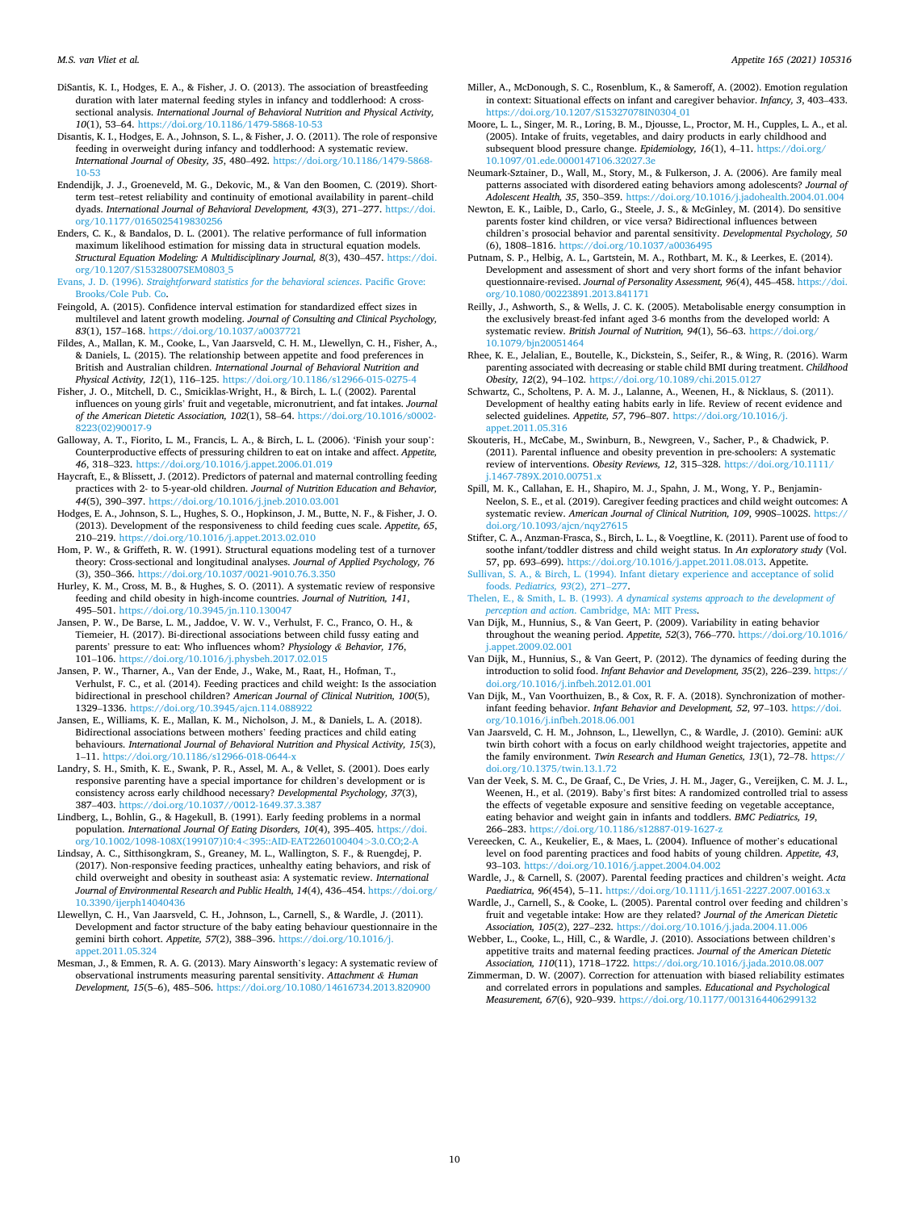DiSantis, K. I., Hodges, E. A., & Fisher, J. O. (2013). The association of breastfeeding duration with later maternal feeding styles in infancy and toddlerhood: A cross-sectional analysis. *International Journal of Behavioral Nutrition and Physical Activity, 10*(1), 53–64. https://doi.org/10.1186/1479-5868-10-53

Disantis, K. I., Hodges, E. A., Johnson, S. L., & Fisher, J. O. (2011). The role of responsive feeding in overweight during infancy and toddlerhood: A systematic review. *International Journal of Obesity, 35*, 480–492. https://doi.org/10.1186/1479-5868-10-53

Endendijk, J. J., Groeneveld, M. G., Dekovic, M., & Van den Boomen, C. (2019). Short-term test–retest reliability and continuity of emotional availability in parent–child dyads. *International Journal of Behavioral Development, 43*(3), 271–277. https://doi.org/10.1177/0165025419830256

Enders, C. K., & Bandalos, D. L. (2001). The relative performance of full information maximum likelihood estimation for missing data in structural equation models. *Structural Equation Modeling: A Multidisciplinary Journal, 8*(3), 430–457. https://doi.org/10.1207/S15328007SEM0803_5

Evans, J. D. (1996). *Straightforward statistics for the behavioral sciences*. Pacific Grove: Brooks/Cole Pub. Co.

Feingold, A. (2015). Confidence interval estimation for standardized effect sizes in multilevel and latent growth modeling. *Journal of Consulting and Clinical Psychology, 83*(1), 157–168. https://doi.org/10.1037/a0037721

Fildes, A., Mallan, K. M., Cooke, L., Van Jaarsveld, C. H. M., Llewellyn, C. H., Fisher, A., & Daniels, L. (2015). The relationship between appetite and food preferences in British and Australian children. *International Journal of Behavioral Nutrition and Physical Activity, 12*(1), 116–125. https://doi.org/10.1186/s12966-015-0275-4

Fisher, J. O., Mitchell, D. C., Smiciklas-Wright, H., & Birch, L. L.( (2002). Parental influences on young girls' fruit and vegetable, micronutrient, and fat intakes. *Journal of the American Dietetic Association, 102*(1), 58–64. https://doi.org/10.1016/s0002-8223(02)90017-9

Galloway, A. T., Fiorito, L. M., Francis, L. A., & Birch, L. L. (2006). 'Finish your soup': Counterproductive effects of pressuring children to eat on intake and affect. *Appetite, 46*, 318–323. https://doi.org/10.1016/j.appet.2006.01.019

Haycraft, E., & Blissett, J. (2012). Predictors of paternal and maternal controlling feeding practices with 2- to 5-year-old children. *Journal of Nutrition Education and Behavior, 44*(5), 390–397. https://doi.org/10.1016/j.jneb.2010.03.001

Hodges, E. A., Johnson, S. L., Hughes, S. O., Hopkinson, J. M., Butte, N. F., & Fisher, J. O. (2013). Development of the responsiveness to child feeding cues scale. *Appetite, 65*, 210–219. https://doi.org/10.1016/j.appet.2013.02.010

Hom, P. W., & Griffeth, R. W. (1991). Structural equations modeling test of a turnover theory: Cross-sectional and longitudinal analyses. *Journal of Applied Psychology, 76*(3), 350–366. https://doi.org/10.1037/0021-9010.76.3.350

Hurley, K. M., Cross, M. B., & Hughes, S. O. (2011). A systematic review of responsive feeding and child obesity in high-income countries. *Journal of Nutrition, 141*, 495–501. https://doi.org/10.3945/jn.110.130047

Jansen, P. W., De Barse, L. M., Jaddoe, V. W. V., Verhulst, F. C., Franco, O. H., & Tiemeier, H. (2017). Bi-directional associations between child fussy eating and parents' pressure to eat: Who influences whom? *Physiology & Behavior, 176*, 101–106. https://doi.org/10.1016/j.physbeh.2017.02.015

Jansen, P. W., Tharner, A., Van der Ende, J., Wake, M., Raat, H., Hofman, T., Verhulst, F. C., et al. (2014). Feeding practices and child weight: Is the association bidirectional in preschool children? *American Journal of Clinical Nutrition, 100*(5), 1329–1336. https://doi.org/10.3945/ajcn.114.088922

Jansen, E., Williams, K. E., Mallan, K. M., Nicholson, J. M., & Daniels, L. A. (2018). Bidirectional associations between mothers' feeding practices and child eating behaviours. *International Journal of Behavioral Nutrition and Physical Activity, 15*(3), 1–11. https://doi.org/10.1186/s12966-018-0644-x

Landry, S. H., Smith, K. E., Swank, P. R., Assel, M. A., & Vellet, S. (2001). Does early responsive parenting have a special importance for children's development or is consistency across early childhood necessary? *Developmental Psychology, 37*(3), 387–403. https://doi.org/10.1037//0012-1649.37.3.387

Lindberg, L., Bohlin, G., & Hagekull, B. (1991). Early feeding problems in a normal population. *International Journal Of Eating Disorders, 10*(4), 395–405. https://doi.org/10.1002/1098-108X(199107)10:4<395::AID-EAT2260100404>3.0.CO;2-A

Lindsay, A. C., Sitthisongkram, S., Greaney, M. L., Wallington, S. F., & Ruengdej, P. (2017). Non-responsive feeding practices, unhealthy eating behaviors, and risk of child overweight and obesity in southeast asia: A systematic review. *International Journal of Environmental Research and Public Health, 14*(4), 436–454. https://doi.org/10.3390/ijerph14040436

Llewellyn, C. H., Van Jaarsveld, C. H., Johnson, L., Carnell, S., & Wardle, J. (2011). Development and factor structure of the baby eating behaviour questionnaire in the gemini birth cohort. *Appetite, 57*(2), 388–396. https://doi.org/10.1016/j.appet.2011.05.324

Mesman, J., & Emmen, R. A. G. (2013). Mary Ainsworth's legacy: A systematic review of observational instruments measuring parental sensitivity. *Attachment & Human Development, 15*(5–6), 485–506. https://doi.org/10.1080/14616734.2013.820900

Miller, A., McDonough, S. C., Rosenblum, K., & Sameroff, A. (2002). Emotion regulation in context: Situational effects on infant and caregiver behavior. *Infancy, 3*, 403–433. https://doi.org/10.1207/S15327078IN0304_01

Moore, L. L., Singer, M. R., Loring, B. M., Djousse, L., Proctor, M. H., Cupples, L. A., et al. (2005). Intake of fruits, vegetables, and dairy products in early childhood and subsequent blood pressure change. *Epidemiology, 16*(1), 4–11. https://doi.org/10.1097/01.ede.0000147106.32027.3e

Neumark-Sztainer, D., Wall, M., Story, M., & Fulkerson, J. A. (2006). Are family meal patterns associated with disordered eating behaviors among adolescents? *Journal of Adolescent Health, 35*, 350–359. https://doi.org/10.1016/j.jadohealth.2004.01.004

Newton, E. K., Laible, D., Carlo, G., Steele, J. S., & McGinley, M. (2014). Do sensitive parents foster kind children, or vice versa? Bidirectional influences between children's prosocial behavior and parental sensitivity. *Developmental Psychology, 50*(6), 1808–1816. https://doi.org/10.1037/a0036495

Putnam, S. P., Helbig, A. L., Gartstein, M. A., Rothbart, M. K., & Leerkes, E. (2014). Development and assessment of short and very short forms of the infant behavior questionnaire-revised. *Journal of Personality Assessment, 96*(4), 445–458. https://doi.org/10.1080/00223891.2013.841171

Reilly, J., Ashworth, S., & Wells, J. C. K. (2005). Metabolisable energy consumption in the exclusively breast-fed infant aged 3-6 months from the developed world: A systematic review. *British Journal of Nutrition, 94*(1), 56–63. https://doi.org/10.1079/bjn20051464

Rhee, K. E., Jelalian, E., Boutelle, K., Dickstein, S., Seifer, R., & Wing, R. (2016). Warm parenting associated with decreasing or stable child BMI during treatment. *Childhood Obesity, 12*(2), 94–102. https://doi.org/10.1089/chi.2015.0127

Schwartz, C., Scholtens, P. A. M. J., Lalanne, A., Weenen, H., & Nicklaus, S. (2011). Development of healthy eating habits early in life. Review of recent evidence and selected guidelines. *Appetite, 57*, 796–807. https://doi.org/10.1016/j.appet.2011.05.316

Skouteris, H., McCabe, M., Swinburn, B., Newgreen, V., Sacher, P., & Chadwick, P. (2011). Parental influence and obesity prevention in pre-schoolers: A systematic review of interventions. *Obesity Reviews, 12*, 315–328. https://doi.org/10.1111/j.1467-789X.2010.00751.x

Spill, M. K., Callahan, E. H., Shapiro, M. J., Spahn, J. M., Wong, Y. P., Benjamin-Neelon, S. E., et al. (2019). Caregiver feeding practices and child weight outcomes: A systematic review. *American Journal of Clinical Nutrition, 109*, 990S–1002S. https://doi.org/10.1093/ajcn/nqy27615

Stifter, C. A., Anzman-Frasca, S., Birch, L. L., & Voegtline, K. (2011). Parent use of food to soothe infant/toddler distress and child weight status. In *An exploratory study* (Vol. 57, pp. 693–699). https://doi.org/10.1016/j.appet.2011.08.013. Appetite.

Sullivan, S. A., & Birch, L. (1994). Infant dietary experience and acceptance of solid foods. *Pediatrics, 93*(2), 271–277.

Thelen, E., & Smith, L. B. (1993). *A dynamical systems approach to the development of perception and action*. Cambridge, MA: MIT Press.

Van Dijk, M., Hunnius, S., & Van Geert, P. (2009). Variability in eating behavior throughout the weaning period. *Appetite, 52*(3), 766–770. https://doi.org/10.1016/j.appet.2009.02.001

Van Dijk, M., Hunnius, S., & Van Geert, P. (2012). The dynamics of feeding during the introduction to solid food. *Infant Behavior and Development, 35*(2), 226–239. https://doi.org/10.1016/j.infbeh.2012.01.001

Van Dijk, M., Van Voorthuizen, B., & Cox, R. F. A. (2018). Synchronization of mother-infant feeding behavior. *Infant Behavior and Development, 52*, 97–103. https://doi.org/10.1016/j.infbeh.2018.06.001

Van Jaarsveld, C. H. M., Johnson, L., Llewellyn, C., & Wardle, J. (2010). Gemini: aUK twin birth cohort with a focus on early childhood weight trajectories, appetite and the family environment. *Twin Research and Human Genetics, 13*(1), 72–78. https://doi.org/10.1375/twin.13.1.72

Van der Veek, S. M. C., De Graaf, C., De Vries, J. H. M., Jager, G., Vereijken, C. M. J. L., Weenen, H., et al. (2019). Baby's first bites: A randomized controlled trial to assess the effects of vegetable exposure and sensitive feeding on vegetable acceptance, eating behavior and weight gain in infants and toddlers. *BMC Pediatrics, 19*, 266–283. https://doi.org/10.1186/s12887-019-1627-z

Vereecken, C. A., Keukelier, E., & Maes, L. (2004). Influence of mother's educational level on food parenting practices and food habits of young children. *Appetite, 43*, 93–103. https://doi.org/10.1016/j.appet.2004.04.002

Wardle, J., & Carnell, S. (2007). Parental feeding practices and children's weight. *Acta Paediatrica, 96*(454), 5–11. https://doi.org/10.1111/j.1651-2227.2007.00163.x

Wardle, J., Carnell, S., & Cooke, L. (2005). Parental control over feeding and children's fruit and vegetable intake: How are they related? *Journal of the American Dietetic Association, 105*(2), 227–232. https://doi.org/10.1016/j.jada.2004.11.006

Webber, L., Cooke, L., Hill, C., & Wardle, J. (2010). Associations between children's appetitive traits and maternal feeding practices. *Journal of the American Dietetic Association, 110*(11), 1718–1722. https://doi.org/10.1016/j.jada.2010.08.007

Zimmerman, D. W. (2007). Correction for attenuation with biased reliability estimates and correlated errors in populations and samples. *Educational and Psychological Measurement, 67*(6), 920–939. https://doi.org/10.1177/0013164406299132